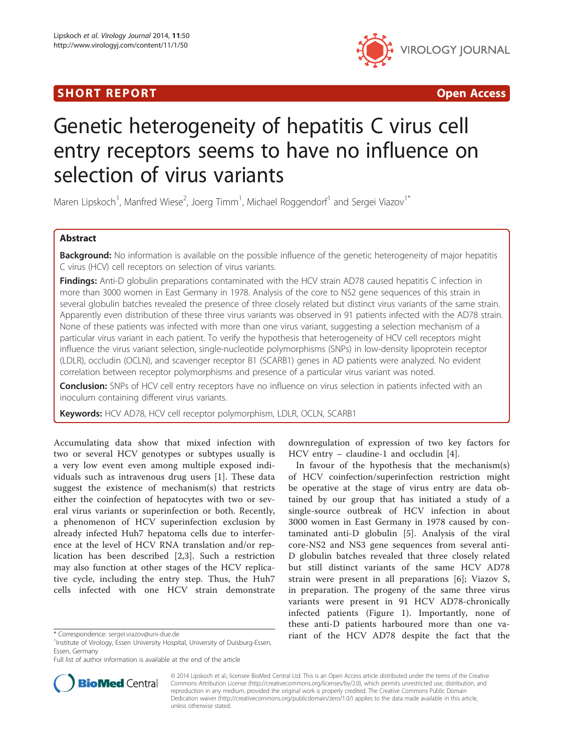**SHORT REPORT** **Open Access**

# Genetic heterogeneity of hepatitis C virus cell entry receptors seems to have no influence on selection of virus variants

Maren Lipskoch[1], Manfred Wiese[2], Joerg Timm[1], Michael Roggendorf[1] and Sergei Viazov[1*]

## Abstract

**Background:** No information is available on the possible influence of the genetic heterogeneity of major hepatitis C virus (HCV) cell receptors on selection of virus variants.

**Findings:** Anti-D globulin preparations contaminated with the HCV strain AD78 caused hepatitis C infection in more than 3000 women in East Germany in 1978. Analysis of the core to NS2 gene sequences of this strain in several globulin batches revealed the presence of three closely related but distinct virus variants of the same strain. Apparently even distribution of these three virus variants was observed in 91 patients infected with the AD78 strain. None of these patients was infected with more than one virus variant, suggesting a selection mechanism of a particular virus variant in each patient. To verify the hypothesis that heterogeneity of HCV cell receptors might influence the virus variant selection, single-nucleotide polymorphisms (SNPs) in low-density lipoprotein receptor (LDLR), occludin (OCLN), and scavenger receptor B1 (SCARB1) genes in AD patients were analyzed. No evident correlation between receptor polymorphisms and presence of a particular virus variant was noted.

**Conclusion:** SNPs of HCV cell entry receptors have no influence on virus selection in patients infected with an inoculum containing different virus variants.

**Keywords:** HCV AD78, HCV cell receptor polymorphism, LDLR, OCLN, SCARB1

Accumulating data show that mixed infection with two or several HCV genotypes or subtypes usually is a very low event even among multiple exposed individuals such as intravenous drug users [1]. These data suggest the existence of mechanism(s) that restricts either the coinfection of hepatocytes with two or several virus variants or superinfection or both. Recently, a phenomenon of HCV superinfection exclusion by already infected Huh7 hepatoma cells due to interference at the level of HCV RNA translation and/or replication has been described [2,3]. Such a restriction may also function at other stages of the HCV replicative cycle, including the entry step. Thus, the Huh7 cells infected with one HCV strain demonstrate downregulation of expression of two key factors for HCV entry – claudine-1 and occludin [4].

In favour of the hypothesis that the mechanism(s) of HCV coinfection/superinfection restriction might be operative at the stage of virus entry are data obtained by our group that has initiated a study of a single-source outbreak of HCV infection in about 3000 women in East Germany in 1978 caused by contaminated anti-D globulin [5]. Analysis of the viral core-NS2 and NS3 gene sequences from several anti-D globulin batches revealed that three closely related but still distinct variants of the same HCV AD78 strain were present in all preparations [6]; Viazov S, in preparation. The progeny of the same three virus variants were present in 91 HCV AD78-chronically infected patients (Figure 1). Importantly, none of these anti-D patients harboured more than one variant of the HCV AD78 despite the fact that the

\* Correspondence: sergei.viazov@uni-due.de
[1]Institute of Virology, Essen University Hospital, University of Duisburg-Essen, Essen, Germany
Full list of author information is available at the end of the article

© 2014 Lipskoch et al.; licensee BioMed Central Ltd. This is an Open Access article distributed under the terms of the Creative Commons Attribution License (http://creativecommons.org/licenses/by/2.0), which permits unrestricted use, distribution, and reproduction in any medium, provided the original work is properly credited. The Creative Commons Public Domain Dedication waiver (http://creativecommons.org/publicdomain/zero/1.0/) applies to the data made available in this article, unless otherwise stated.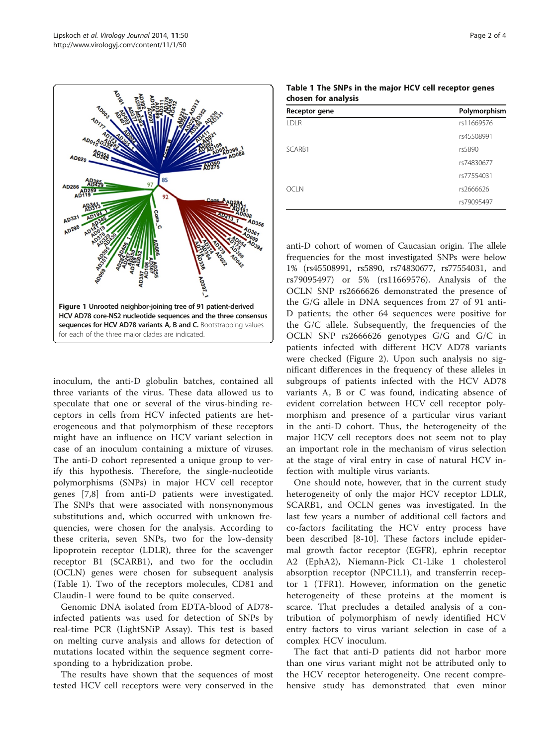Figure 1 Unrooted neighbor-joining tree of 91 patient-derived HCV AD78 core-NS2 nucleotide sequences and the three consensus sequences for HCV AD78 variants A, B and C. Bootstrapping values for each of the three major clades are indicated.

inoculum, the anti-D globulin batches, contained all three variants of the virus. These data allowed us to speculate that one or several of the virus-binding receptors in cells from HCV infected patients are heterogeneous and that polymorphism of these receptors might have an influence on HCV variant selection in case of an inoculum containing a mixture of viruses. The anti-D cohort represented a unique group to verify this hypothesis. Therefore, the single-nucleotide polymorphisms (SNPs) in major HCV cell receptor genes [7,8] from anti-D patients were investigated. The SNPs that were associated with nonsynonymous substitutions and, which occurred with unknown frequencies, were chosen for the analysis. According to these criteria, seven SNPs, two for the low-density lipoprotein receptor (LDLR), three for the scavenger receptor B1 (SCARB1), and two for the occludin (OCLN) genes were chosen for subsequent analysis (Table 1). Two of the receptors molecules, CD81 and Claudin-1 were found to be quite conserved.

Genomic DNA isolated from EDTA-blood of AD78-infected patients was used for detection of SNPs by real-time PCR (LightSNiP Assay). This test is based on melting curve analysis and allows for detection of mutations located within the sequence segment corresponding to a hybridization probe.

The results have shown that the sequences of most tested HCV cell receptors were very conserved in the

**Table 1 The SNPs in the major HCV cell receptor genes chosen for analysis**

| Receptor gene | Polymorphism |
|---|---|
| LDLR | rs11669576 |
| | rs45508991 |
| SCARB1 | rs5890 |
| | rs74830677 |
| | rs77554031 |
| OCLN | rs2666626 |
| | rs79095497 |

anti-D cohort of women of Caucasian origin. The allele frequencies for the most investigated SNPs were below 1% (rs45508991, rs5890, rs74830677, rs77554031, and rs79095497) or 5% (rs11669576). Analysis of the OCLN SNP rs2666626 demonstrated the presence of the G/G allele in DNA sequences from 27 of 91 anti-D patients; the other 64 sequences were positive for the G/C allele. Subsequently, the frequencies of the OCLN SNP rs2666626 genotypes G/G and G/C in patients infected with different HCV AD78 variants were checked (Figure 2). Upon such analysis no significant differences in the frequency of these alleles in subgroups of patients infected with the HCV AD78 variants A, B or C was found, indicating absence of evident correlation between HCV cell receptor polymorphism and presence of a particular virus variant in the anti-D cohort. Thus, the heterogeneity of the major HCV cell receptors does not seem not to play an important role in the mechanism of virus selection at the stage of viral entry in case of natural HCV infection with multiple virus variants.

One should note, however, that in the current study heterogeneity of only the major HCV receptor LDLR, SCARB1, and OCLN genes was investigated. In the last few years a number of additional cell factors and co-factors facilitating the HCV entry process have been described [8-10]. These factors include epidermal growth factor receptor (EGFR), ephrin receptor A2 (EphA2), Niemann-Pick C1-Like 1 cholesterol absorption receptor (NPC1L1), and transferrin receptor 1 (TFR1). However, information on the genetic heterogeneity of these proteins at the moment is scarce. That precludes a detailed analysis of a contribution of polymorphism of newly identified HCV entry factors to virus variant selection in case of a complex HCV inoculum.

The fact that anti-D patients did not harbor more than one virus variant might not be attributed only to the HCV receptor heterogeneity. One recent comprehensive study has demonstrated that even minor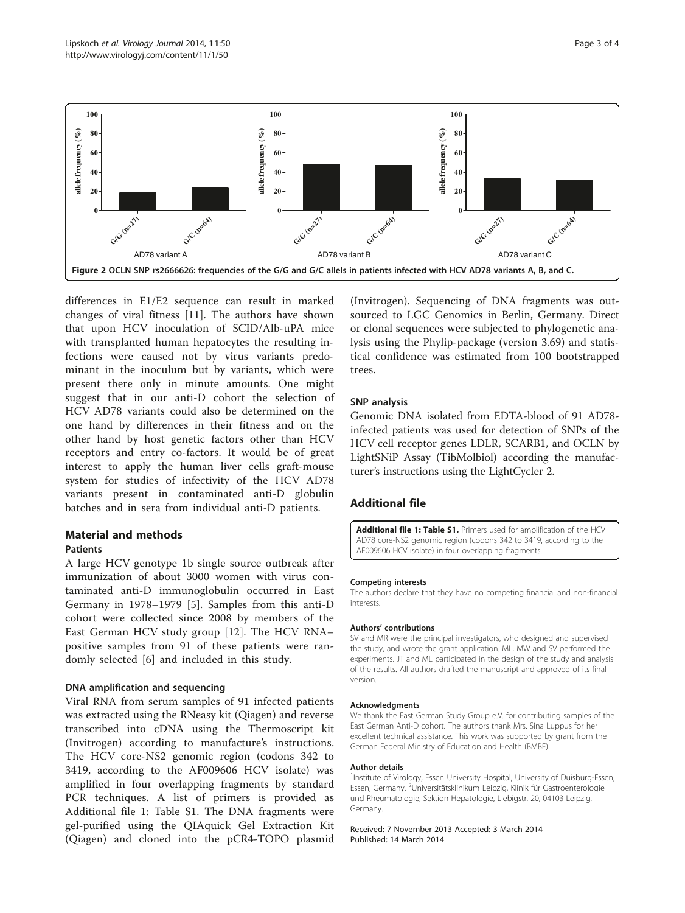Figure 2 OCLN SNP rs2666626: frequencies of the G/G and G/C alleles in patients infected with HCV AD78 variants A, B, and C.

differences in E1/E2 sequence can result in marked changes of viral fitness [11]. The authors have shown that upon HCV inoculation of SCID/Alb-uPA mice with transplanted human hepatocytes the resulting infections were caused not by virus variants predominant in the inoculum but by variants, which were present there only in minute amounts. One might suggest that in our anti-D cohort the selection of HCV AD78 variants could also be determined on the one hand by differences in their fitness and on the other hand by host genetic factors other than HCV receptors and entry co-factors. It would be of great interest to apply the human liver cells graft-mouse system for studies of infectivity of the HCV AD78 variants present in contaminated anti-D globulin batches and in sera from individual anti-D patients.

## Material and methods

### Patients

A large HCV genotype 1b single source outbreak after immunization of about 3000 women with virus contaminated anti-D immunoglobulin occurred in East Germany in 1978–1979 [5]. Samples from this anti-D cohort were collected since 2008 by members of the East German HCV study group [12]. The HCV RNA–positive samples from 91 of these patients were randomly selected [6] and included in this study.

### DNA amplification and sequencing

Viral RNA from serum samples of 91 infected patients was extracted using the RNeasy kit (Qiagen) and reverse transcribed into cDNA using the Thermoscript kit (Invitrogen) according to manufacture's instructions. The HCV core-NS2 genomic region (codons 342 to 3419, according to the AF009606 HCV isolate) was amplified in four overlapping fragments by standard PCR techniques. A list of primers is provided as Additional file 1: Table S1. The DNA fragments were gel-purified using the QIAquick Gel Extraction Kit (Qiagen) and cloned into the pCR4-TOPO plasmid (Invitrogen). Sequencing of DNA fragments was outsourced to LGC Genomics in Berlin, Germany. Direct or clonal sequences were subjected to phylogenetic analysis using the Phylip-package (version 3.69) and statistical confidence was estimated from 100 bootstrapped trees.

### SNP analysis

Genomic DNA isolated from EDTA-blood of 91 AD78-infected patients was used for detection of SNPs of the HCV cell receptor genes LDLR, SCARB1, and OCLN by LightSNiP Assay (TibMolbiol) according the manufacturer's instructions using the LightCycler 2.

## Additional file

**Additional file 1: Table S1.** Primers used for amplification of the HCV AD78 core-NS2 genomic region (codons 342 to 3419, according to the AF009606 HCV isolate) in four overlapping fragments.

#### Competing interests

The authors declare that they have no competing financial and non-financial interests.

#### Authors' contributions

SV and MR were the principal investigators, who designed and supervised the study, and wrote the grant application. ML, MW and SV performed the experiments. JT and ML participated in the design of the study and analysis of the results. All authors drafted the manuscript and approved of its final version.

#### Acknowledgments

We thank the East German Study Group e.V. for contributing samples of the East German Anti-D cohort. The authors thank Mrs. Sina Luppus for her excellent technical assistance. This work was supported by grant from the German Federal Ministry of Education and Health (BMBF).

#### Author details

[1]Institute of Virology, Essen University Hospital, University of Duisburg-Essen, Essen, Germany. [2]Universitätsklinikum Leipzig, Klinik für Gastroenterologie und Rheumatologie, Sektion Hepatologie, Liebigstr. 20, 04103 Leipzig, Germany.

Received: 7 November 2013 Accepted: 3 March 2014
Published: 14 March 2014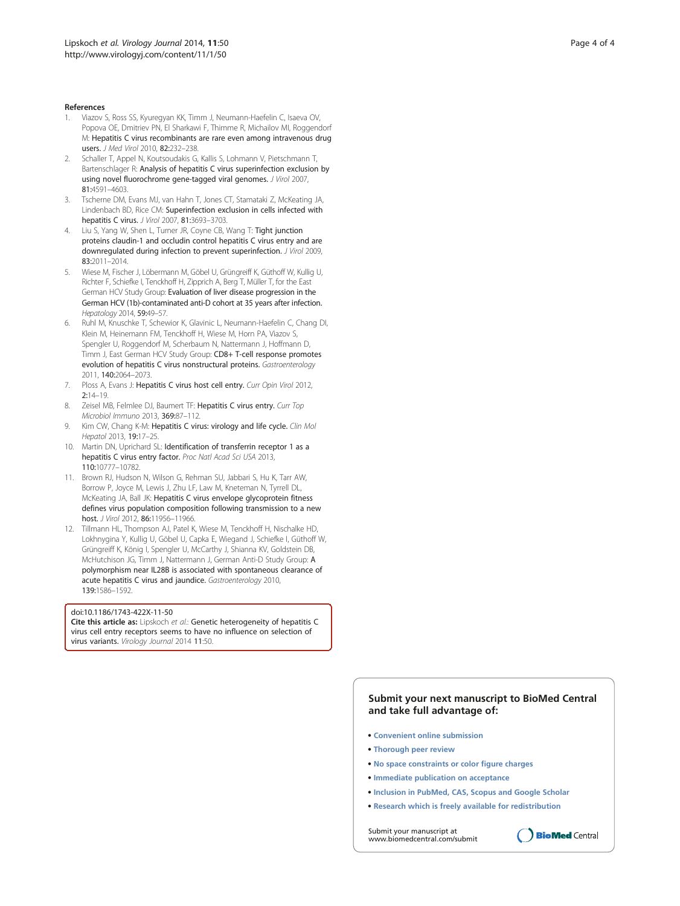## References

1. Viazov S, Ross SS, Kyuregyan KK, Timm J, Neumann-Haefelin C, Isaeva OV, Popova OE, Dmitriev PN, El Sharkawi F, Thimme R, Michailov MI, Roggendorf M: **Hepatitis C virus recombinants are rare even among intravenous drug users.** *J Med Virol* 2010, **82:**232–238.
2. Schaller T, Appel N, Koutsoudakis G, Kallis S, Lohmann V, Pietschmann T, Bartenschlager R: **Analysis of hepatitis C virus superinfection exclusion by using novel fluorochrome gene-tagged viral genomes.** *J Virol* 2007, **81:**4591–4603.
3. Tscherne DM, Evans MJ, van Hahn T, Jones CT, Stamataki Z, McKeating JA, Lindenbach BD, Rice CM: **Superinfection exclusion in cells infected with hepatitis C virus.** *J Virol* 2007, **81:**3693–3703.
4. Liu S, Yang W, Shen L, Turner JR, Coyne CB, Wang T: **Tight junction proteins claudin-1 and occludin control hepatitis C virus entry and are downregulated during infection to prevent superinfection.** *J Virol* 2009, **83:**2011–2014.
5. Wiese M, Fischer J, Löbermann M, Göbel U, Grüngreiff K, Güthoff W, Kullig U, Richter F, Schiefke I, Tenckhoff H, Zipprich A, Berg T, Müller T, for the East German HCV Study Group: **Evaluation of liver disease progression in the German HCV (1b)-contaminated anti-D cohort at 35 years after infection.** *Hepatology* 2014, **59:**49–57.
6. Ruhl M, Knuschke T, Schewior K, Glavinic L, Neumann-Haefelin C, Chang DI, Klein M, Heinemann FM, Tenckhoff H, Wiese M, Horn PA, Viazov S, Spengler U, Roggendorf M, Scherbaum N, Nattermann J, Hoffmann D, Timm J, East German HCV Study Group: **CD8+ T-cell response promotes evolution of hepatitis C virus nonstructural proteins.** *Gastroenterology* 2011, **140:**2064–2073.
7. Ploss A, Evans J: **Hepatitis C virus host cell entry.** *Curr Opin Virol* 2012, **2:**14–19.
8. Zeisel MB, Felmlee DJ, Baumert TF: **Hepatitis C virus entry.** *Curr Top Microbiol Immuno* 2013, **369:**87–112.
9. Kim CW, Chang K-M: **Hepatitis C virus: virology and life cycle.** *Clin Mol Hepatol* 2013, **19:**17–25.
10. Martin DN, Uprichard SL: **Identification of transferrin receptor 1 as a hepatitis C virus entry factor.** *Proc Natl Acad Sci USA* 2013, **110:**10777–10782.
11. Brown RJ, Hudson N, Wilson G, Rehman SU, Jabbari S, Hu K, Tarr AW, Borrow P, Joyce M, Lewis J, Zhu LF, Law M, Kneteman N, Tyrrell DL, McKeating JA, Ball JK: **Hepatitis C virus envelope glycoprotein fitness defines virus population composition following transmission to a new host.** *J Virol* 2012, **86:**11956–11966.
12. Tillmann HL, Thompson AJ, Patel K, Wiese M, Tenckhoff H, Nischalke HD, Lokhnygina Y, Kullig U, Göbel U, Capka E, Wiegand J, Schiefke I, Güthoff W, Grüngreiff K, König I, Spengler U, McCarthy J, Shianna KV, Goldstein DB, McHutchison JG, Timm J, Nattermann J, German Anti-D Study Group: **A polymorphism near IL28B is associated with spontaneous clearance of acute hepatitis C virus and jaundice.** *Gastroenterology* 2010, **139:**1586–1592.

doi:10.1186/1743-422X-11-50

**Cite this article as:** Lipskoch *et al.*: Genetic heterogeneity of hepatitis C virus cell entry receptors seems to have no influence on selection of virus variants. *Virology Journal* 2014 **11**:50.